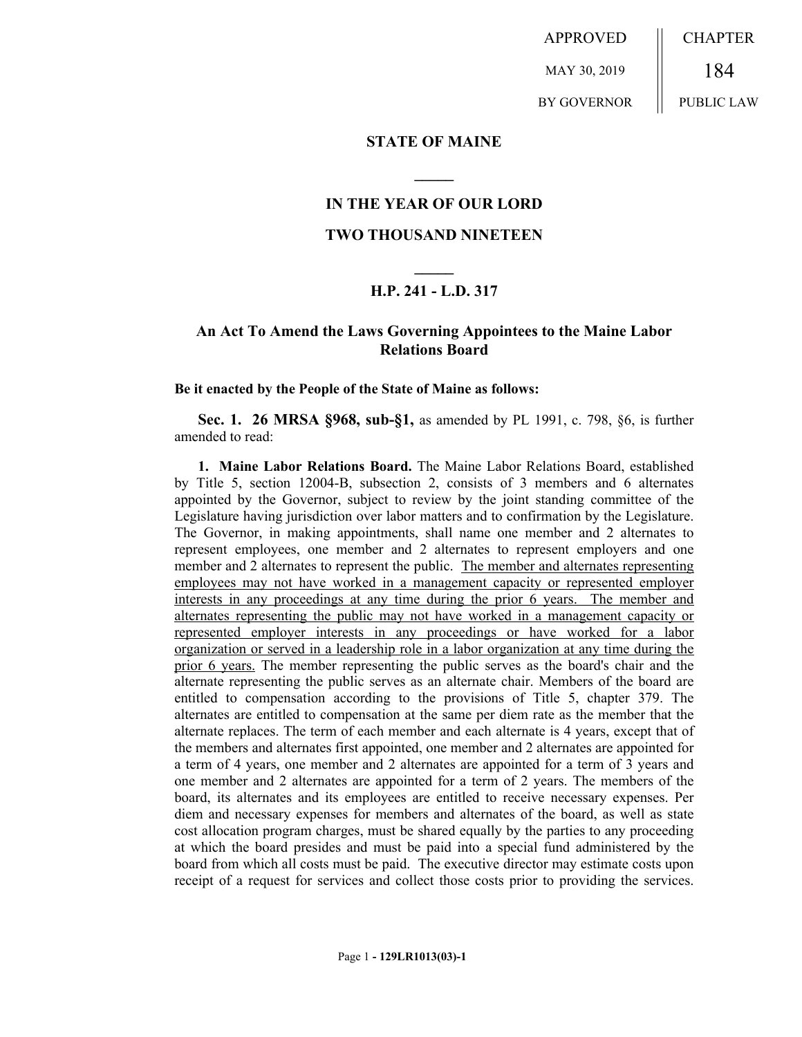APPROVED MAY 30, 2019 BY GOVERNOR | CHAPTER 184 PUBLIC LAW

**STATE OF MAINE**

**IN THE YEAR OF OUR LORD**

**TWO THOUSAND NINETEEN**

**H.P. 241 - L.D. 317**

## An Act To Amend the Laws Governing Appointees to the Maine Labor Relations Board

**Be it enacted by the People of the State of Maine as follows:**

**Sec. 1. 26 MRSA §968, sub-§1,** as amended by PL 1991, c. 798, §6, is further amended to read:

**1. Maine Labor Relations Board.** The Maine Labor Relations Board, established by Title 5, section 12004-B, subsection 2, consists of 3 members and 6 alternates appointed by the Governor, subject to review by the joint standing committee of the Legislature having jurisdiction over labor matters and to confirmation by the Legislature. The Governor, in making appointments, shall name one member and 2 alternates to represent employees, one member and 2 alternates to represent employers and one member and 2 alternates to represent the public. <u>The member and alternates representing employees may not have worked in a management capacity or represented employer interests in any proceedings at any time during the prior 6 years. The member and alternates representing the public may not have worked in a management capacity or represented employer interests in any proceedings or have worked for a labor organization or served in a leadership role in a labor organization at any time during the prior 6 years.</u> The member representing the public serves as the board's chair and the alternate representing the public serves as an alternate chair. Members of the board are entitled to compensation according to the provisions of Title 5, chapter 379. The alternates are entitled to compensation at the same per diem rate as the member that the alternate replaces. The term of each member and each alternate is 4 years, except that of the members and alternates first appointed, one member and 2 alternates are appointed for a term of 4 years, one member and 2 alternates are appointed for a term of 3 years and one member and 2 alternates are appointed for a term of 2 years. The members of the board, its alternates and its employees are entitled to receive necessary expenses. Per diem and necessary expenses for members and alternates of the board, as well as state cost allocation program charges, must be shared equally by the parties to any proceeding at which the board presides and must be paid into a special fund administered by the board from which all costs must be paid. The executive director may estimate costs upon receipt of a request for services and collect those costs prior to providing the services.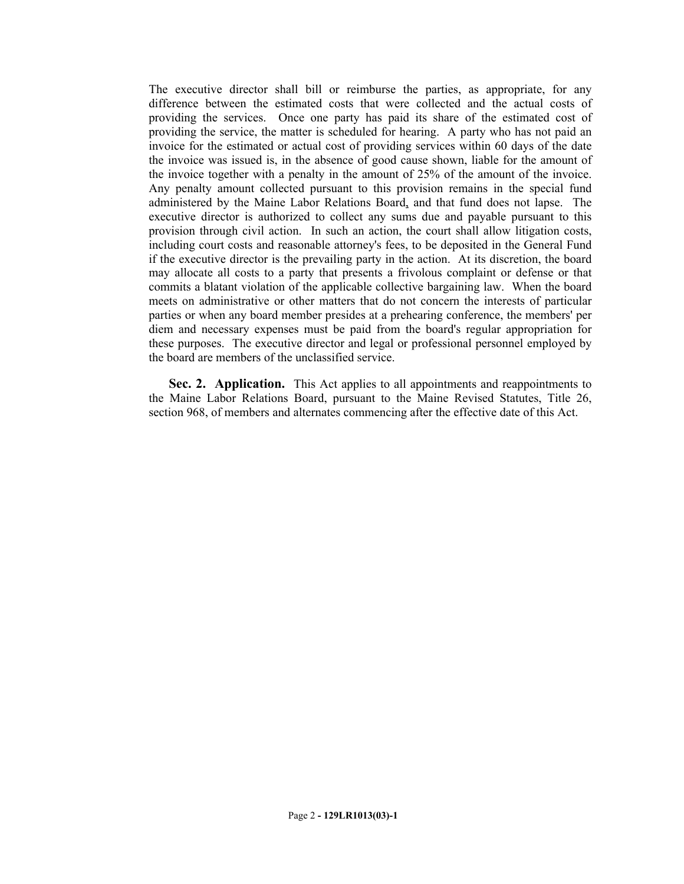The executive director shall bill or reimburse the parties, as appropriate, for any difference between the estimated costs that were collected and the actual costs of providing the services. Once one party has paid its share of the estimated cost of providing the service, the matter is scheduled for hearing. A party who has not paid an invoice for the estimated or actual cost of providing services within 60 days of the date the invoice was issued is, in the absence of good cause shown, liable for the amount of the invoice together with a penalty in the amount of 25% of the amount of the invoice. Any penalty amount collected pursuant to this provision remains in the special fund administered by the Maine Labor Relations Board, and that fund does not lapse. The executive director is authorized to collect any sums due and payable pursuant to this provision through civil action. In such an action, the court shall allow litigation costs, including court costs and reasonable attorney's fees, to be deposited in the General Fund if the executive director is the prevailing party in the action. At its discretion, the board may allocate all costs to a party that presents a frivolous complaint or defense or that commits a blatant violation of the applicable collective bargaining law. When the board meets on administrative or other matters that do not concern the interests of particular parties or when any board member presides at a prehearing conference, the members' per diem and necessary expenses must be paid from the board's regular appropriation for these purposes. The executive director and legal or professional personnel employed by the board are members of the unclassified service.

**Sec. 2. Application.** This Act applies to all appointments and reappointments to the Maine Labor Relations Board, pursuant to the Maine Revised Statutes, Title 26, section 968, of members and alternates commencing after the effective date of this Act.